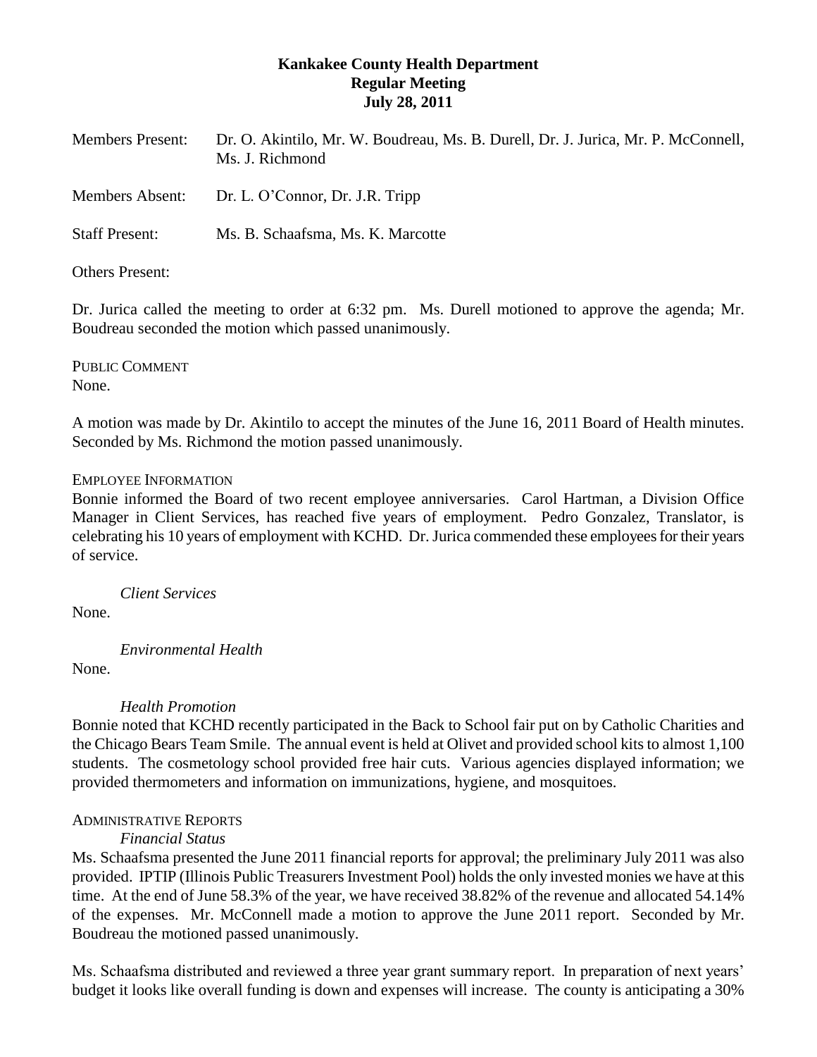**Kankakee County Health Department**
**Regular Meeting**
**July 28, 2011**

Members Present: Dr. O. Akintilo, Mr. W. Boudreau, Ms. B. Durell, Dr. J. Jurica, Mr. P. McConnell, Ms. J. Richmond

Members Absent: Dr. L. O'Connor, Dr. J.R. Tripp

Staff Present: Ms. B. Schaafsma, Ms. K. Marcotte

Others Present:

Dr. Jurica called the meeting to order at 6:32 pm. Ms. Durell motioned to approve the agenda; Mr. Boudreau seconded the motion which passed unanimously.

PUBLIC COMMENT
None.

A motion was made by Dr. Akintilo to accept the minutes of the June 16, 2011 Board of Health minutes. Seconded by Ms. Richmond the motion passed unanimously.

EMPLOYEE INFORMATION
Bonnie informed the Board of two recent employee anniversaries. Carol Hartman, a Division Office Manager in Client Services, has reached five years of employment. Pedro Gonzalez, Translator, is celebrating his 10 years of employment with KCHD. Dr. Jurica commended these employees for their years of service.

*Client Services*
None.

*Environmental Health*
None.

*Health Promotion*
Bonnie noted that KCHD recently participated in the Back to School fair put on by Catholic Charities and the Chicago Bears Team Smile. The annual event is held at Olivet and provided school kits to almost 1,100 students. The cosmetology school provided free hair cuts. Various agencies displayed information; we provided thermometers and information on immunizations, hygiene, and mosquitoes.

ADMINISTRATIVE REPORTS
*Financial Status*
Ms. Schaafsma presented the June 2011 financial reports for approval; the preliminary July 2011 was also provided. IPTIP (Illinois Public Treasurers Investment Pool) holds the only invested monies we have at this time. At the end of June 58.3% of the year, we have received 38.82% of the revenue and allocated 54.14% of the expenses. Mr. McConnell made a motion to approve the June 2011 report. Seconded by Mr. Boudreau the motioned passed unanimously.

Ms. Schaafsma distributed and reviewed a three year grant summary report. In preparation of next years' budget it looks like overall funding is down and expenses will increase. The county is anticipating a 30%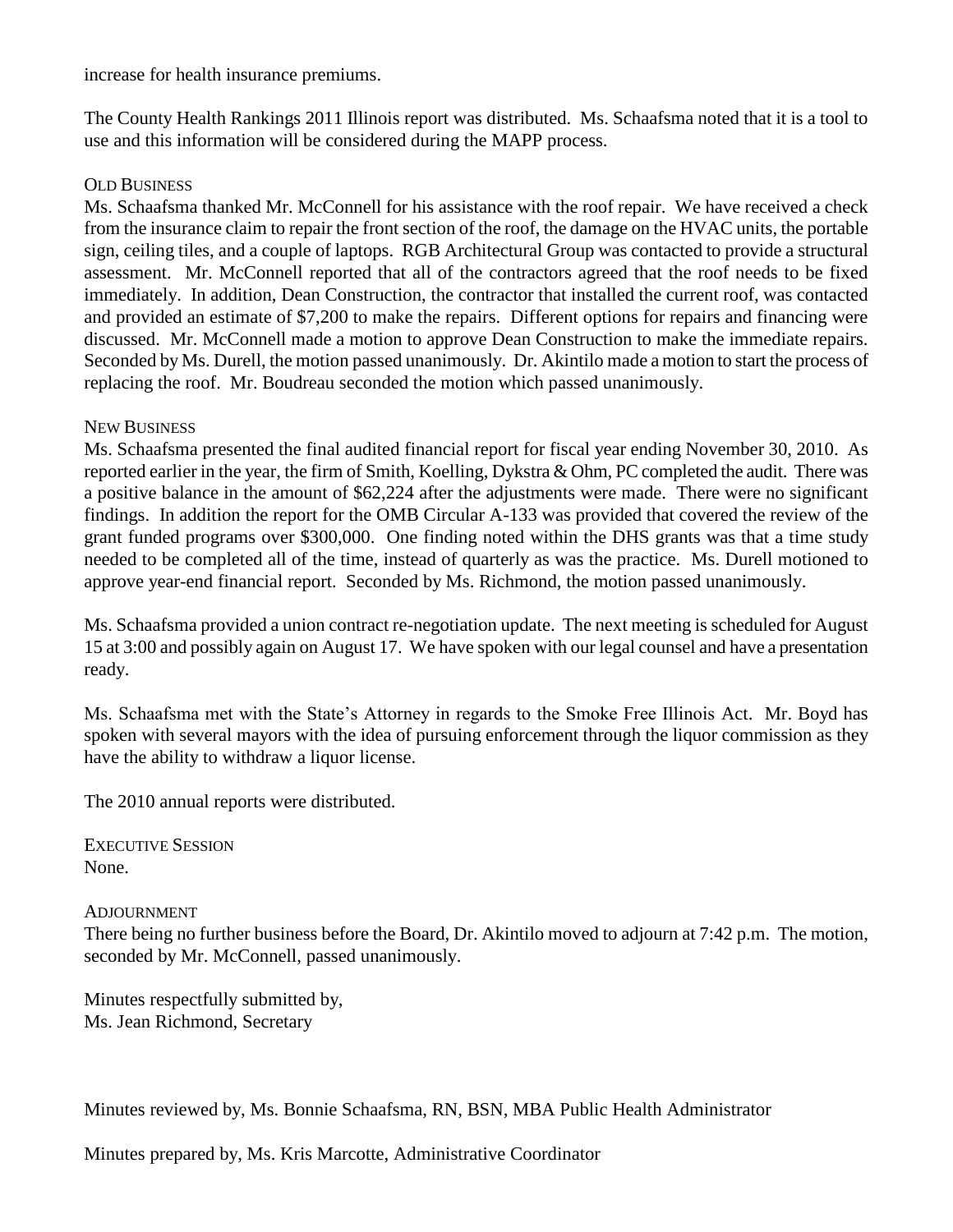increase for health insurance premiums.

The County Health Rankings 2011 Illinois report was distributed. Ms. Schaafsma noted that it is a tool to use and this information will be considered during the MAPP process.

## OLD BUSINESS

Ms. Schaafsma thanked Mr. McConnell for his assistance with the roof repair. We have received a check from the insurance claim to repair the front section of the roof, the damage on the HVAC units, the portable sign, ceiling tiles, and a couple of laptops. RGB Architectural Group was contacted to provide a structural assessment. Mr. McConnell reported that all of the contractors agreed that the roof needs to be fixed immediately. In addition, Dean Construction, the contractor that installed the current roof, was contacted and provided an estimate of $7,200 to make the repairs. Different options for repairs and financing were discussed. Mr. McConnell made a motion to approve Dean Construction to make the immediate repairs. Seconded by Ms. Durell, the motion passed unanimously. Dr. Akintilo made a motion to start the process of replacing the roof. Mr. Boudreau seconded the motion which passed unanimously.

## NEW BUSINESS

Ms. Schaafsma presented the final audited financial report for fiscal year ending November 30, 2010. As reported earlier in the year, the firm of Smith, Koelling, Dykstra & Ohm, PC completed the audit. There was a positive balance in the amount of $62,224 after the adjustments were made. There were no significant findings. In addition the report for the OMB Circular A-133 was provided that covered the review of the grant funded programs over $300,000. One finding noted within the DHS grants was that a time study needed to be completed all of the time, instead of quarterly as was the practice. Ms. Durell motioned to approve year-end financial report. Seconded by Ms. Richmond, the motion passed unanimously.

Ms. Schaafsma provided a union contract re-negotiation update. The next meeting is scheduled for August 15 at 3:00 and possibly again on August 17. We have spoken with our legal counsel and have a presentation ready.

Ms. Schaafsma met with the State's Attorney in regards to the Smoke Free Illinois Act. Mr. Boyd has spoken with several mayors with the idea of pursuing enforcement through the liquor commission as they have the ability to withdraw a liquor license.

The 2010 annual reports were distributed.

## EXECUTIVE SESSION

None.

## ADJOURNMENT

There being no further business before the Board, Dr. Akintilo moved to adjourn at 7:42 p.m. The motion, seconded by Mr. McConnell, passed unanimously.

Minutes respectfully submitted by,
Ms. Jean Richmond, Secretary

Minutes reviewed by, Ms. Bonnie Schaafsma, RN, BSN, MBA Public Health Administrator

Minutes prepared by, Ms. Kris Marcotte, Administrative Coordinator